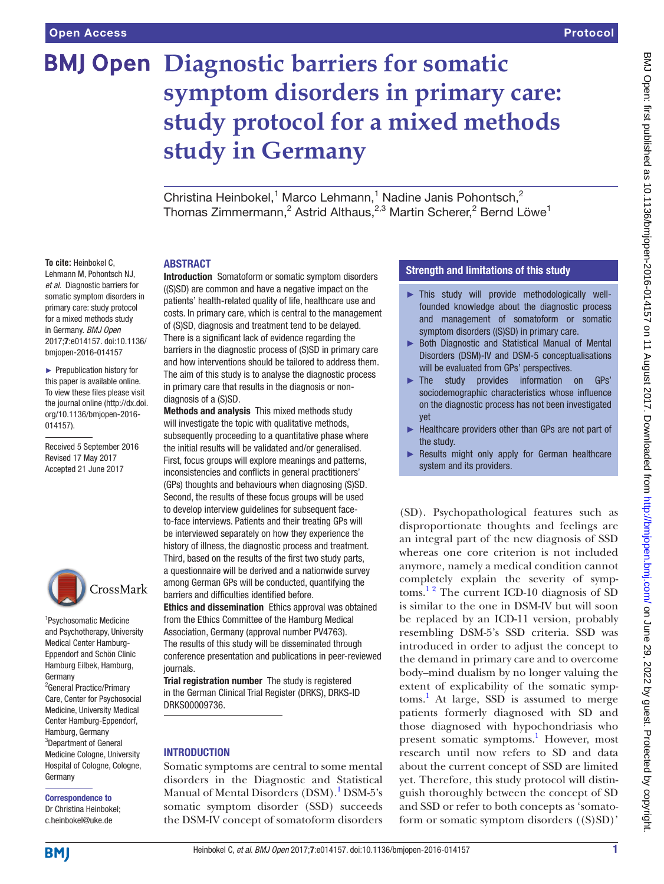Open Access | Protocol

# Diagnostic barriers for somatic symptom disorders in primary care: study protocol for a mixed methods study in Germany

Christina Heinbokel,[1] Marco Lehmann,[1] Nadine Janis Pohontsch,[2] Thomas Zimmermann,[2] Astrid Althaus,[2,3] Martin Scherer,[2] Bernd Löwe[1]

**To cite:** Heinbokel C, Lehmann M, Pohontsch NJ, *et al*. Diagnostic barriers for somatic symptom disorders in primary care: study protocol for a mixed methods study in Germany. *BMJ Open* 2017;**7**:e014157. doi:10.1136/bmjopen-2016-014157

► Prepublication history for this paper is available online. To view these files please visit the journal online (http://dx.doi.org/10.1136/bmjopen-2016-014157).

Received 5 September 2016
Revised 17 May 2017
Accepted 21 June 2017

[1]Psychosomatic Medicine and Psychotherapy, University Medical Center Hamburg-Eppendorf and Schön Clinic Hamburg Eilbek, Hamburg, Germany
[2]General Practice/Primary Care, Center for Psychosocial Medicine, University Medical Center Hamburg-Eppendorf, Hamburg, Germany
[3]Department of General Medicine Cologne, University Hospital of Cologne, Cologne, Germany

**Correspondence to**
Dr Christina Heinbokel;
c.heinbokel@uke.de

## ABSTRACT

**Introduction** Somatoform or somatic symptom disorders ((S)SD) are common and have a negative impact on the patients' health-related quality of life, healthcare use and costs. In primary care, which is central to the management of (S)SD, diagnosis and treatment tend to be delayed. There is a significant lack of evidence regarding the barriers in the diagnostic process of (S)SD in primary care and how interventions should be tailored to address them. The aim of this study is to analyse the diagnostic process in primary care that results in the diagnosis or non-diagnosis of a (S)SD.

**Methods and analysis** This mixed methods study will investigate the topic with qualitative methods, subsequently proceeding to a quantitative phase where the initial results will be validated and/or generalised. First, focus groups will explore meanings and patterns, inconsistencies and conflicts in general practitioners' (GPs) thoughts and behaviours when diagnosing (S)SD. Second, the results of these focus groups will be used to develop interview guidelines for subsequent face-to-face interviews. Patients and their treating GPs will be interviewed separately on how they experience the history of illness, the diagnostic process and treatment. Third, based on the results of the first two study parts, a questionnaire will be derived and a nationwide survey among German GPs will be conducted, quantifying the barriers and difficulties identified before.

**Ethics and dissemination** Ethics approval was obtained from the Ethics Committee of the Hamburg Medical Association, Germany (approval number PV4763). The results of this study will be disseminated through conference presentation and publications in peer-reviewed journals.

**Trial registration number** The study is registered in the German Clinical Trial Register (DRKS), DRKS-ID DRKS00009736.

## Strength and limitations of this study

- ► This study will provide methodologically well-founded knowledge about the diagnostic process and management of somatoform or somatic symptom disorders ((S)SD) in primary care.
- ► Both Diagnostic and Statistical Manual of Mental Disorders (DSM)-IV and DSM-5 conceptualisations will be evaluated from GPs' perspectives.
- ► The study provides information on GPs' sociodemographic characteristics whose influence on the diagnostic process has not been investigated yet
- ► Healthcare providers other than GPs are not part of the study.
- ► Results might only apply for German healthcare system and its providers.

## INTRODUCTION

Somatic symptoms are central to some mental disorders in the Diagnostic and Statistical Manual of Mental Disorders (DSM).[1] DSM-5's somatic symptom disorder (SSD) succeeds the DSM-IV concept of somatoform disorders (SD). Psychopathological features such as disproportionate thoughts and feelings are an integral part of the new diagnosis of SSD whereas one core criterion is not included anymore, namely a medical condition cannot completely explain the severity of symptoms.[1 2] The current ICD-10 diagnosis of SD is similar to the one in DSM-IV but will soon be replaced by an ICD-11 version, probably resembling DSM-5's SSD criteria. SSD was introduced in order to adjust the concept to the demand in primary care and to overcome body–mind dualism by no longer valuing the extent of explicability of the somatic symptoms.[1] At large, SSD is assumed to merge patients formerly diagnosed with SD and those diagnosed with hypochondriasis who present somatic symptoms.[1] However, most research until now refers to SD and data about the current concept of SSD are limited yet. Therefore, this study protocol will distinguish thoroughly between the concept of SD and SSD or refer to both concepts as 'somatoform or somatic symptom disorders ((S)SD)'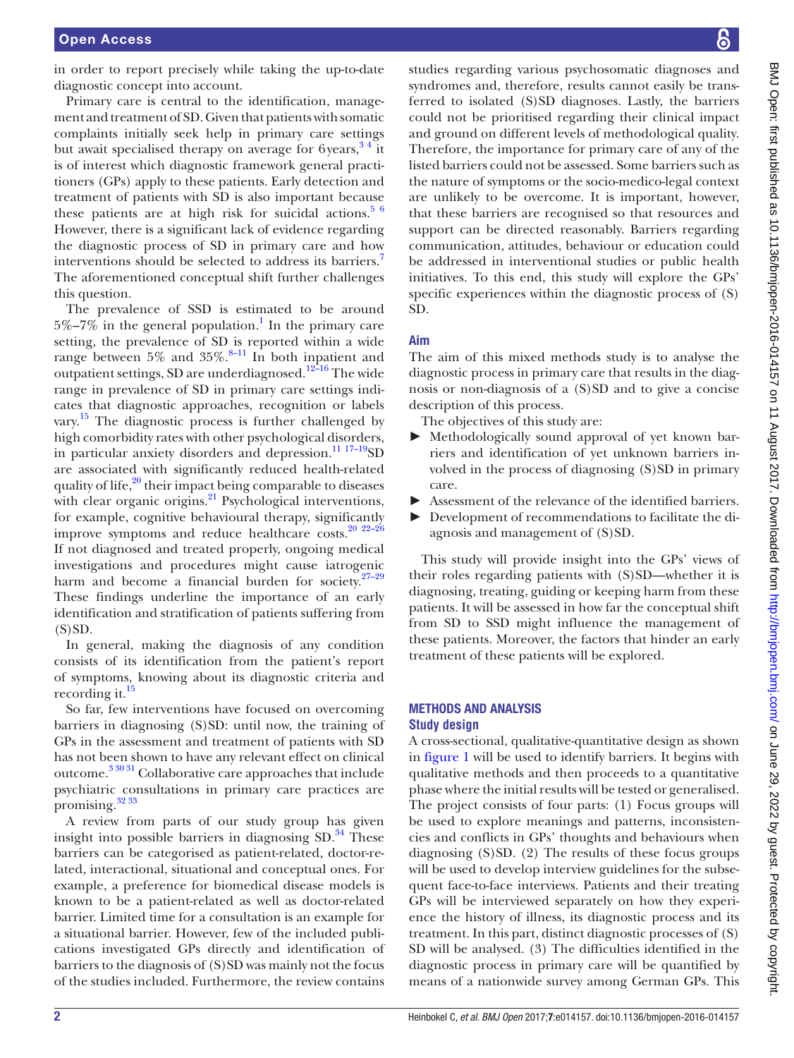in order to report precisely while taking the up-to-date diagnostic concept into account.

Primary care is central to the identification, management and treatment of SD. Given that patients with somatic complaints initially seek help in primary care settings but await specialised therapy on average for 6 years,[3 4] it is of interest which diagnostic framework general practitioners (GPs) apply to these patients. Early detection and treatment of patients with SD is also important because these patients are at high risk for suicidal actions.[5 6] However, there is a significant lack of evidence regarding the diagnostic process of SD in primary care and how interventions should be selected to address its barriers.[7] The aforementioned conceptual shift further challenges this question.

The prevalence of SSD is estimated to be around 5%–7% in the general population.[1] In the primary care setting, the prevalence of SD is reported within a wide range between 5% and 35%.[8–11] In both inpatient and outpatient settings, SD are underdiagnosed.[12–16] The wide range in prevalence of SD in primary care settings indicates that diagnostic approaches, recognition or labels vary.[15] The diagnostic process is further challenged by high comorbidity rates with other psychological disorders, in particular anxiety disorders and depression.[11 17–19] SD are associated with significantly reduced health-related quality of life,[20] their impact being comparable to diseases with clear organic origins.[21] Psychological interventions, for example, cognitive behavioural therapy, significantly improve symptoms and reduce healthcare costs.[20 22–26] If not diagnosed and treated properly, ongoing medical investigations and procedures might cause iatrogenic harm and become a financial burden for society.[27–29] These findings underline the importance of an early identification and stratification of patients suffering from (S)SD.

In general, making the diagnosis of any condition consists of its identification from the patient's report of symptoms, knowing about its diagnostic criteria and recording it.[15]

So far, few interventions have focused on overcoming barriers in diagnosing (S)SD: until now, the training of GPs in the assessment and treatment of patients with SD has not been shown to have any relevant effect on clinical outcome.[3 30 31] Collaborative care approaches that include psychiatric consultations in primary care practices are promising.[32 33]

A review from parts of our study group has given insight into possible barriers in diagnosing SD.[34] These barriers can be categorised as patient-related, doctor-related, interactional, situational and conceptual ones. For example, a preference for biomedical disease models is known to be a patient-related as well as doctor-related barrier. Limited time for a consultation is an example for a situational barrier. However, few of the included publications investigated GPs directly and identification of barriers to the diagnosis of (S)SD was mainly not the focus of the studies included. Furthermore, the review contains studies regarding various psychosomatic diagnoses and syndromes and, therefore, results cannot easily be transferred to isolated (S)SD diagnoses. Lastly, the barriers could not be prioritised regarding their clinical impact and ground on different levels of methodological quality. Therefore, the importance for primary care of any of the listed barriers could not be assessed. Some barriers such as the nature of symptoms or the socio-medico-legal context are unlikely to be overcome. It is important, however, that these barriers are recognised so that resources and support can be directed reasonably. Barriers regarding communication, attitudes, behaviour or education could be addressed in interventional studies or public health initiatives. To this end, this study will explore the GPs' specific experiences within the diagnostic process of (S)SD.

## Aim

The aim of this mixed methods study is to analyse the diagnostic process in primary care that results in the diagnosis or non-diagnosis of a (S)SD and to give a concise description of this process.

The objectives of this study are:

- Methodologically sound approval of yet known barriers and identification of yet unknown barriers involved in the process of diagnosing (S)SD in primary care.
- Assessment of the relevance of the identified barriers.
- Development of recommendations to facilitate the diagnosis and management of (S)SD.

This study will provide insight into the GPs' views of their roles regarding patients with (S)SD—whether it is diagnosing, treating, guiding or keeping harm from these patients. It will be assessed in how far the conceptual shift from SD to SSD might influence the management of these patients. Moreover, the factors that hinder an early treatment of these patients will be explored.

# METHODS AND ANALYSIS

## Study design

A cross-sectional, qualitative-quantitative design as shown in figure 1 will be used to identify barriers. It begins with qualitative methods and then proceeds to a quantitative phase where the initial results will be tested or generalised. The project consists of four parts: (1) Focus groups will be used to explore meanings and patterns, inconsistencies and conflicts in GPs' thoughts and behaviours when diagnosing (S)SD. (2) The results of these focus groups will be used to develop interview guidelines for the subsequent face-to-face interviews. Patients and their treating GPs will be interviewed separately on how they experience the history of illness, its diagnostic process and its treatment. In this part, distinct diagnostic processes of (S)SD will be analysed. (3) The difficulties identified in the diagnostic process in primary care will be quantified by means of a nationwide survey among German GPs. This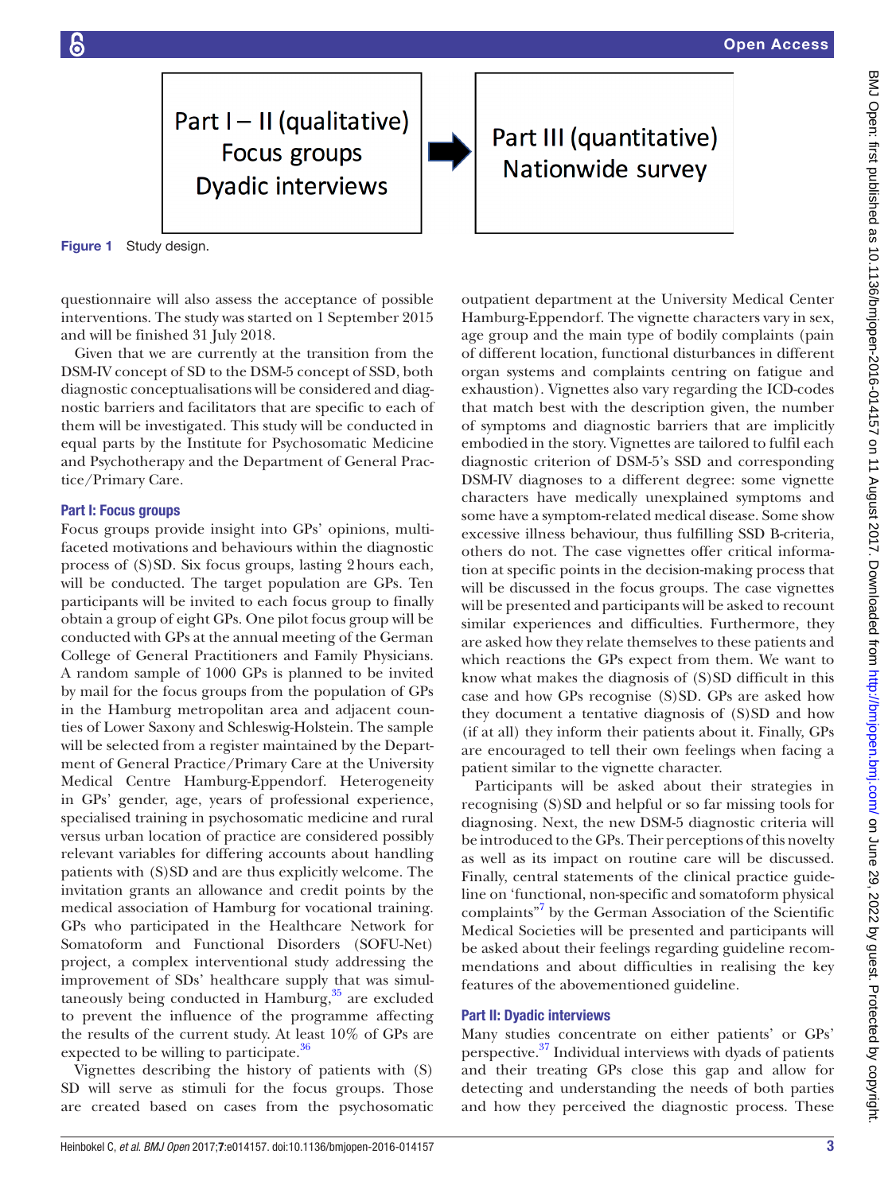Part I – II (qualitative)
Focus groups
Dyadic interviews

Part III (quantitative)
Nationwide survey

Figure 1 Study design.

questionnaire will also assess the acceptance of possible interventions. The study was started on 1 September 2015 and will be finished 31 July 2018.

Given that we are currently at the transition from the DSM-IV concept of SD to the DSM-5 concept of SSD, both diagnostic conceptualisations will be considered and diagnostic barriers and facilitators that are specific to each of them will be investigated. This study will be conducted in equal parts by the Institute for Psychosomatic Medicine and Psychotherapy and the Department of General Practice/Primary Care.

## Part I: Focus groups

Focus groups provide insight into GPs' opinions, multifaceted motivations and behaviours within the diagnostic process of (S)SD. Six focus groups, lasting 2 hours each, will be conducted. The target population are GPs. Ten participants will be invited to each focus group to finally obtain a group of eight GPs. One pilot focus group will be conducted with GPs at the annual meeting of the German College of General Practitioners and Family Physicians. A random sample of 1000 GPs is planned to be invited by mail for the focus groups from the population of GPs in the Hamburg metropolitan area and adjacent counties of Lower Saxony and Schleswig-Holstein. The sample will be selected from a register maintained by the Department of General Practice/Primary Care at the University Medical Centre Hamburg-Eppendorf. Heterogeneity in GPs' gender, age, years of professional experience, specialised training in psychosomatic medicine and rural versus urban location of practice are considered possibly relevant variables for differing accounts about handling patients with (S)SD and are thus explicitly welcome. The invitation grants an allowance and credit points by the medical association of Hamburg for vocational training. GPs who participated in the Healthcare Network for Somatoform and Functional Disorders (SOFU-Net) project, a complex interventional study addressing the improvement of SDs' healthcare supply that was simultaneously being conducted in Hamburg,[35] are excluded to prevent the influence of the programme affecting the results of the current study. At least 10% of GPs are expected to be willing to participate.[36]

Vignettes describing the history of patients with (S)SD will serve as stimuli for the focus groups. Those are created based on cases from the psychosomatic outpatient department at the University Medical Center Hamburg-Eppendorf. The vignette characters vary in sex, age group and the main type of bodily complaints (pain of different location, functional disturbances in different organ systems and complaints centring on fatigue and exhaustion). Vignettes also vary regarding the ICD-codes that match best with the description given, the number of symptoms and diagnostic barriers that are implicitly embodied in the story. Vignettes are tailored to fulfil each diagnostic criterion of DSM-5's SSD and corresponding DSM-IV diagnoses to a different degree: some vignette characters have medically unexplained symptoms and some have a symptom-related medical disease. Some show excessive illness behaviour, thus fulfilling SSD B-criteria, others do not. The case vignettes offer critical information at specific points in the decision-making process that will be discussed in the focus groups. The case vignettes will be presented and participants will be asked to recount similar experiences and difficulties. Furthermore, they are asked how they relate themselves to these patients and which reactions the GPs expect from them. We want to know what makes the diagnosis of (S)SD difficult in this case and how GPs recognise (S)SD. GPs are asked how they document a tentative diagnosis of (S)SD and how (if at all) they inform their patients about it. Finally, GPs are encouraged to tell their own feelings when facing a patient similar to the vignette character.

Participants will be asked about their strategies in recognising (S)SD and helpful or so far missing tools for diagnosing. Next, the new DSM-5 diagnostic criteria will be introduced to the GPs. Their perceptions of this novelty as well as its impact on routine care will be discussed. Finally, central statements of the clinical practice guideline on 'functional, non-specific and somatoform physical complaints'[7] by the German Association of the Scientific Medical Societies will be presented and participants will be asked about their feelings regarding guideline recommendations and about difficulties in realising the key features of the abovementioned guideline.

## Part II: Dyadic interviews

Many studies concentrate on either patients' or GPs' perspective.[37] Individual interviews with dyads of patients and their treating GPs close this gap and allow for detecting and understanding the needs of both parties and how they perceived the diagnostic process. These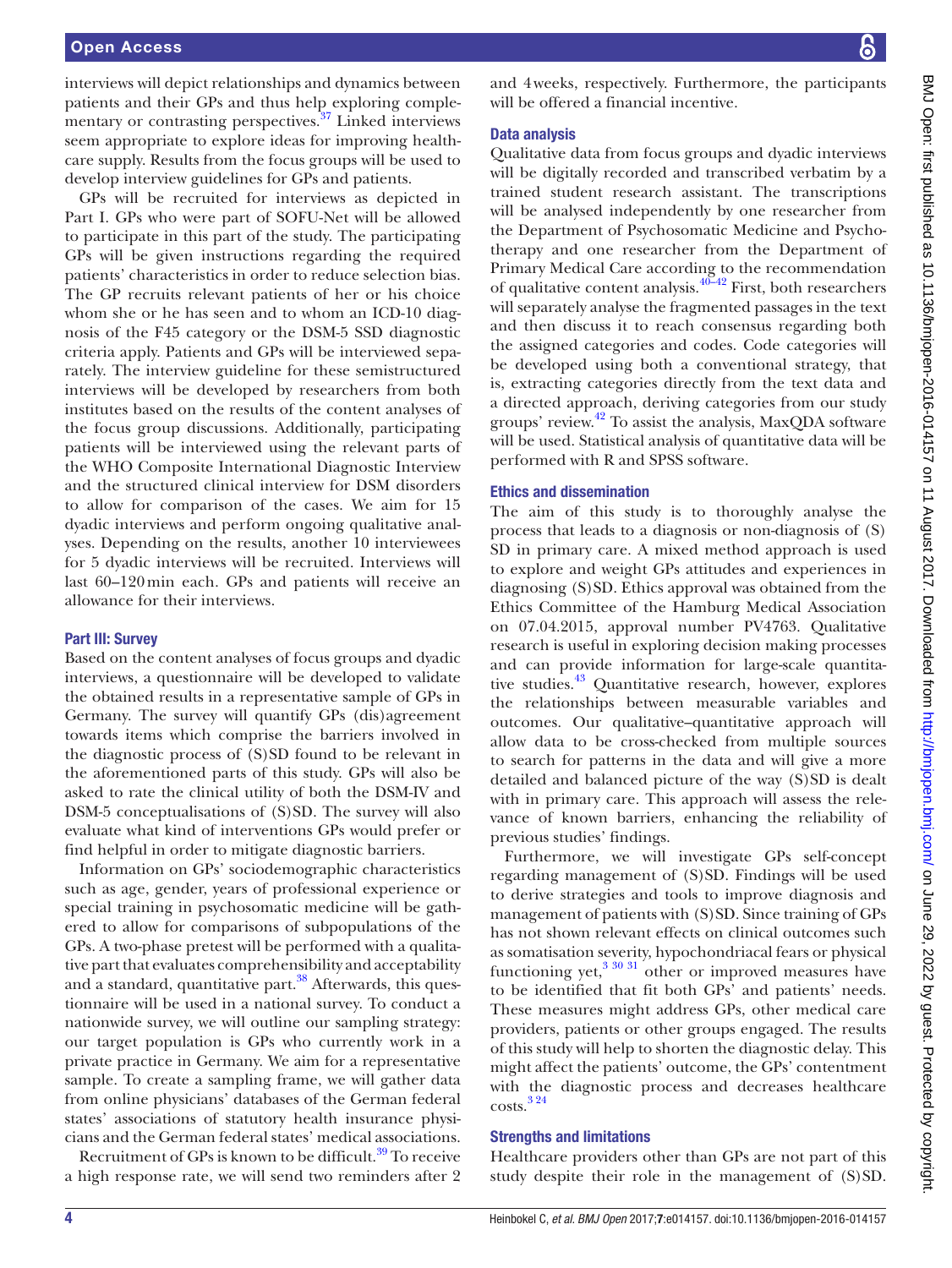interviews will depict relationships and dynamics between patients and their GPs and thus help exploring complementary or contrasting perspectives.[37] Linked interviews seem appropriate to explore ideas for improving healthcare supply. Results from the focus groups will be used to develop interview guidelines for GPs and patients.

GPs will be recruited for interviews as depicted in Part I. GPs who were part of SOFU-Net will be allowed to participate in this part of the study. The participating GPs will be given instructions regarding the required patients' characteristics in order to reduce selection bias. The GP recruits relevant patients of her or his choice whom she or he has seen and to whom an ICD-10 diagnosis of the F45 category or the DSM-5 SSD diagnostic criteria apply. Patients and GPs will be interviewed separately. The interview guideline for these semistructured interviews will be developed by researchers from both institutes based on the results of the content analyses of the focus group discussions. Additionally, participating patients will be interviewed using the relevant parts of the WHO Composite International Diagnostic Interview and the structured clinical interview for DSM disorders to allow for comparison of the cases. We aim for 15 dyadic interviews and perform ongoing qualitative analyses. Depending on the results, another 10 interviewees for 5 dyadic interviews will be recruited. Interviews will last 60–120 min each. GPs and patients will receive an allowance for their interviews.

### Part III: Survey

Based on the content analyses of focus groups and dyadic interviews, a questionnaire will be developed to validate the obtained results in a representative sample of GPs in Germany. The survey will quantify GPs (dis)agreement towards items which comprise the barriers involved in the diagnostic process of (S)SD found to be relevant in the aforementioned parts of this study. GPs will also be asked to rate the clinical utility of both the DSM-IV and DSM-5 conceptualisations of (S)SD. The survey will also evaluate what kind of interventions GPs would prefer or find helpful in order to mitigate diagnostic barriers.

Information on GPs' sociodemographic characteristics such as age, gender, years of professional experience or special training in psychosomatic medicine will be gathered to allow for comparisons of subpopulations of the GPs. A two-phase pretest will be performed with a qualitative part that evaluates comprehensibility and acceptability and a standard, quantitative part.[38] Afterwards, this questionnaire will be used in a national survey. To conduct a nationwide survey, we will outline our sampling strategy: our target population is GPs who currently work in a private practice in Germany. We aim for a representative sample. To create a sampling frame, we will gather data from online physicians' databases of the German federal states' associations of statutory health insurance physicians and the German federal states' medical associations.

Recruitment of GPs is known to be difficult.[39] To receive a high response rate, we will send two reminders after 2 and 4 weeks, respectively. Furthermore, the participants will be offered a financial incentive.

### Data analysis

Qualitative data from focus groups and dyadic interviews will be digitally recorded and transcribed verbatim by a trained student research assistant. The transcriptions will be analysed independently by one researcher from the Department of Psychosomatic Medicine and Psychotherapy and one researcher from the Department of Primary Medical Care according to the recommendation of qualitative content analysis.[40–42] First, both researchers will separately analyse the fragmented passages in the text and then discuss it to reach consensus regarding both the assigned categories and codes. Code categories will be developed using both a conventional strategy, that is, extracting categories directly from the text data and a directed approach, deriving categories from our study groups' review.[42] To assist the analysis, MaxQDA software will be used. Statistical analysis of quantitative data will be performed with R and SPSS software.

## Ethics and dissemination

The aim of this study is to thoroughly analyse the process that leads to a diagnosis or non-diagnosis of (S)SD in primary care. A mixed method approach is used to explore and weight GPs attitudes and experiences in diagnosing (S)SD. Ethics approval was obtained from the Ethics Committee of the Hamburg Medical Association on 07.04.2015, approval number PV4763. Qualitative research is useful in exploring decision making processes and can provide information for large-scale quantitative studies.[43] Quantitative research, however, explores the relationships between measurable variables and outcomes. Our qualitative–quantitative approach will allow data to be cross-checked from multiple sources to search for patterns in the data and will give a more detailed and balanced picture of the way (S)SD is dealt with in primary care. This approach will assess the relevance of known barriers, enhancing the reliability of previous studies' findings.

Furthermore, we will investigate GPs self-concept regarding management of (S)SD. Findings will be used to derive strategies and tools to improve diagnosis and management of patients with (S)SD. Since training of GPs has not shown relevant effects on clinical outcomes such as somatisation severity, hypochondriacal fears or physical functioning yet,[3 30 31] other or improved measures have to be identified that fit both GPs' and patients' needs. These measures might address GPs, other medical care providers, patients or other groups engaged. The results of this study will help to shorten the diagnostic delay. This might affect the patients' outcome, the GPs' contentment with the diagnostic process and decreases healthcare costs.[3 24]

## Strengths and limitations

Healthcare providers other than GPs are not part of this study despite their role in the management of (S)SD.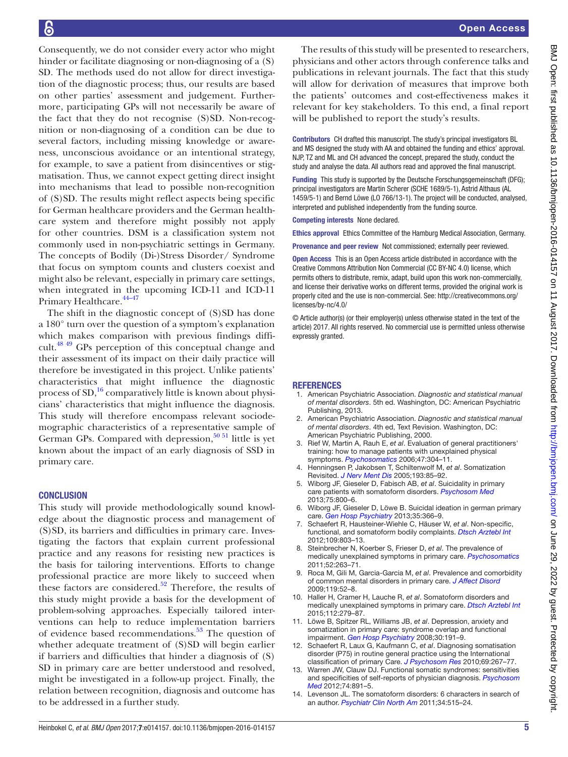Consequently, we do not consider every actor who might hinder or facilitate diagnosing or non-diagnosing of a (S) SD. The methods used do not allow for direct investigation of the diagnostic process; thus, our results are based on other parties' assessment and judgement. Furthermore, participating GPs will not necessarily be aware of the fact that they do not recognise (S)SD. Non-recognition or non-diagnosing of a condition can be due to several factors, including missing knowledge or awareness, unconscious avoidance or an intentional strategy, for example, to save a patient from disincentives or stigmatisation. Thus, we cannot expect getting direct insight into mechanisms that lead to possible non-recognition of (S)SD. The results might reflect aspects being specific for German healthcare providers and the German healthcare system and therefore might possibly not apply for other countries. DSM is a classification system not commonly used in non-psychiatric settings in Germany. The concepts of Bodily (Di-)Stress Disorder/ Syndrome that focus on symptom counts and clusters coexist and might also be relevant, especially in primary care settings, when integrated in the upcoming ICD-11 and ICD-11 Primary Healthcare.[44–47]

The shift in the diagnostic concept of (S)SD has done a 180° turn over the question of a symptom's explanation which makes comparison with previous findings difficult.[48 49] GPs perception of this conceptual change and their assessment of its impact on their daily practice will therefore be investigated in this project. Unlike patients' characteristics that might influence the diagnostic process of SD,[16] comparatively little is known about physicians' characteristics that might influence the diagnosis. This study will therefore encompass relevant sociodemographic characteristics of a representative sample of German GPs. Compared with depression,[50 51] little is yet known about the impact of an early diagnosis of SSD in primary care.

## Conclusion

This study will provide methodologically sound knowledge about the diagnostic process and management of (S)SD, its barriers and difficulties in primary care. Investigating the factors that explain current professional practice and any reasons for resisting new practices is the basis for tailoring interventions. Efforts to change professional practice are more likely to succeed when these factors are considered.[52] Therefore, the results of this study might provide a basis for the development of problem-solving approaches. Especially tailored interventions can help to reduce implementation barriers of evidence based recommendations.[53] The question of whether adequate treatment of (S)SD will begin earlier if barriers and difficulties that hinder a diagnosis of (S) SD in primary care are better understood and resolved, might be investigated in a follow-up project. Finally, the relation between recognition, diagnosis and outcome has to be addressed in a further study.

The results of this study will be presented to researchers, physicians and other actors through conference talks and publications in relevant journals. The fact that this study will allow for derivation of measures that improve both the patients' outcomes and cost-effectiveness makes it relevant for key stakeholders. To this end, a final report will be published to report the study's results.

**Contributors** CH drafted this manuscript. The study's principal investigators BL and MS designed the study with AA and obtained the funding and ethics' approval. NJP, TZ and ML and CH advanced the concept, prepared the study, conduct the study and analyse the data. All authors read and approved the final manuscript.

**Funding** This study is supported by the Deutsche Forschungsgemeinschaft (DFG); principal investigators are Martin Scherer (SCHE 1689/5-1), Astrid Althaus (AL 1459/5-1) and Bernd Löwe (LO 766/13-1). The project will be conducted, analysed, interpreted and published independently from the funding source.

**Competing interests** None declared.

**Ethics approval** Ethics Committee of the Hamburg Medical Association, Germany.

**Provenance and peer review** Not commissioned; externally peer reviewed.

**Open Access** This is an Open Access article distributed in accordance with the Creative Commons Attribution Non Commercial (CC BY-NC 4.0) license, which permits others to distribute, remix, adapt, build upon this work non-commercially, and license their derivative works on different terms, provided the original work is properly cited and the use is non-commercial. See: http://creativecommons.org/licenses/by-nc/4.0/

© Article author(s) (or their employer(s) unless otherwise stated in the text of the article) 2017. All rights reserved. No commercial use is permitted unless otherwise expressly granted.

## References

1. American Psychiatric Association. *Diagnostic and statistical manual of mental disorders*. 5th ed. Washington, DC: American Psychiatric Publishing, 2013.
2. American Psychiatric Association. *Diagnostic and statistical manual of mental disorders*. 4th ed, Text Revision. Washington, DC: American Psychiatric Publishing, 2000.
3. Rief W, Martin A, Rauh E, *et al*. Evaluation of general practitioners' training: how to manage patients with unexplained physical symptoms. *Psychosomatics* 2006;47:304–11.
4. Henningsen P, Jakobsen T, Schiltenwolf M, *et al*. Somatization Revisited. *J Nerv Ment Dis* 2005;193:85–92.
5. Wiborg JF, Gieseler D, Fabisch AB, *et al*. Suicidality in primary care patients with somatoform disorders. *Psychosom Med* 2013;75:800–6.
6. Wiborg JF, Gieseler D, Löwe B. Suicidal ideation in german primary care. *Gen Hosp Psychiatry* 2013;35:366–9.
7. Schaefert R, Hausteiner-Wiehle C, Häuser W, *et al*. Non-specific, functional, and somatoform bodily complaints. *Dtsch Arztebl Int* 2012;109:803–13.
8. Steinbrecher N, Koerber S, Frieser D, *et al*. The prevalence of medically unexplained symptoms in primary care. *Psychosomatics* 2011;52:263–71.
9. Roca M, Gili M, Garcia-Garcia M, *et al*. Prevalence and comorbidity of common mental disorders in primary care. *J Affect Disord* 2009;119:52–8.
10. Haller H, Cramer H, Lauche R, *et al*. Somatoform disorders and medically unexplained symptoms in primary care. *Dtsch Arztebl Int* 2015;112:279–87.
11. Löwe B, Spitzer RL, Williams JB, *et al*. Depression, anxiety and somatization in primary care: syndrome overlap and functional impairment. *Gen Hosp Psychiatry* 2008;30:191–9.
12. Schaefert R, Laux G, Kaufmann C, *et al*. Diagnosing somatisation disorder (P75) in routine general practice using the International classification of primary Care. *J Psychosom Res* 2010;69:267–77.
13. Warren JW, Clauw DJ. Functional somatic syndromes: sensitivities and specificities of self-reports of physician diagnosis. *Psychosom Med* 2012;74:891–5.
14. Levenson JL. The somatoform disorders: 6 characters in search of an author. *Psychiatr Clin North Am* 2011;34:515–24.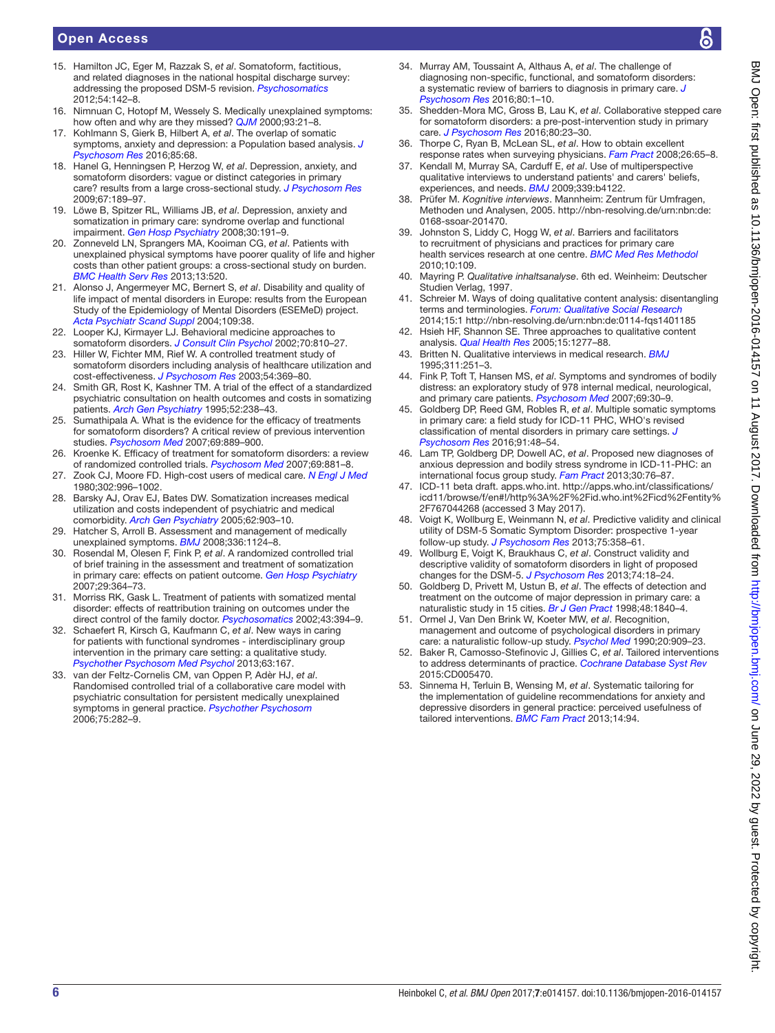15. Hamilton JC, Eger M, Razzak S, *et al*. Somatoform, factitious, and related diagnoses in the national hospital discharge survey: addressing the proposed DSM-5 revision. *Psychosomatics* 2012;54:142–8.
16. Nimnuan C, Hotopf M, Wessely S. Medically unexplained symptoms: how often and why are they missed? *QJM* 2000;93:21–8.
17. Kohlmann S, Gierk B, Hilbert A, *et al*. The overlap of somatic symptoms, anxiety and depression: a Population based analysis. *J Psychosom Res* 2016;85:68.
18. Hanel G, Henningsen P, Herzog W, *et al*. Depression, anxiety, and somatoform disorders: vague or distinct categories in primary care? results from a large cross-sectional study. *J Psychosom Res* 2009;67:189–97.
19. Löwe B, Spitzer RL, Williams JB, *et al*. Depression, anxiety and somatization in primary care: syndrome overlap and functional impairment. *Gen Hosp Psychiatry* 2008;30:191–9.
20. Zonneveld LN, Sprangers MA, Kooiman CG, *et al*. Patients with unexplained physical symptoms have poorer quality of life and higher costs than other patient groups: a cross-sectional study on burden. *BMC Health Serv Res* 2013;13:520.
21. Alonso J, Angermeyer MC, Bernert S, *et al*. Disability and quality of life impact of mental disorders in Europe: results from the European Study of the Epidemiology of Mental Disorders (ESEMeD) project. *Acta Psychiatr Scand Suppl* 2004;109:38.
22. Looper KJ, Kirmayer LJ. Behavioral medicine approaches to somatoform disorders. *J Consult Clin Psychol* 2002;70:810–27.
23. Hiller W, Fichter MM, Rief W. A controlled treatment study of somatoform disorders including analysis of healthcare utilization and cost-effectiveness. *J Psychosom Res* 2003;54:369–80.
24. Smith GR, Rost K, Kashner TM. A trial of the effect of a standardized psychiatric consultation on health outcomes and costs in somatizing patients. *Arch Gen Psychiatry* 1995;52:238–43.
25. Sumathipala A. What is the evidence for the efficacy of treatments for somatoform disorders? A critical review of previous intervention studies. *Psychosom Med* 2007;69:889–900.
26. Kroenke K. Efficacy of treatment for somatoform disorders: a review of randomized controlled trials. *Psychosom Med* 2007;69:881–8.
27. Zook CJ, Moore FD. High-cost users of medical care. *N Engl J Med* 1980;302:996–1002.
28. Barsky AJ, Orav EJ, Bates DW. Somatization increases medical utilization and costs independent of psychiatric and medical comorbidity. *Arch Gen Psychiatry* 2005;62:903–10.
29. Hatcher S, Arroll B. Assessment and management of medically unexplained symptoms. *BMJ* 2008;336:1124–8.
30. Rosendal M, Olesen F, Fink P, *et al*. A randomized controlled trial of brief training in the assessment and treatment of somatization in primary care: effects on patient outcome. *Gen Hosp Psychiatry* 2007;29:364–73.
31. Morriss RK, Gask L. Treatment of patients with somatized mental disorder: effects of reattribution training on outcomes under the direct control of the family doctor. *Psychosomatics* 2002;43:394–9.
32. Schaefert R, Kirsch G, Kaufmann C, *et al*. New ways in caring for patients with functional symptoms - interdisciplinary group intervention in the primary care setting: a qualitative study. *Psychother Psychosom Med Psychol* 2013;63:167.
33. van der Feltz-Cornelis CM, van Oppen P, Adèr HJ, *et al*. Randomised controlled trial of a collaborative care model with psychiatric consultation for persistent medically unexplained symptoms in general practice. *Psychother Psychosom* 2006;75:282–9.
34. Murray AM, Toussaint A, Althaus A, *et al*. The challenge of diagnosing non-specific, functional, and somatoform disorders: a systematic review of barriers to diagnosis in primary care. *J Psychosom Res* 2016;80:1–10.
35. Shedden-Mora MC, Gross B, Lau K, *et al*. Collaborative stepped care for somatoform disorders: a pre-post-intervention study in primary care. *J Psychosom Res* 2016;80:23–30.
36. Thorpe C, Ryan B, McLean SL, *et al*. How to obtain excellent response rates when surveying physicians. *Fam Pract* 2008;26:65–8.
37. Kendall M, Murray SA, Carduff E, *et al*. Use of multiperspective qualitative interviews to understand patients' and carers' beliefs, experiences, and needs. *BMJ* 2009;339:b4122.
38. Prüfer M. *Kognitive interviews*. Mannheim: Zentrum für Umfragen, Methoden und Analysen, 2005. http://nbn-resolving.de/urn:nbn:de:0168-ssoar-201470.
39. Johnston S, Liddy C, Hogg W, *et al*. Barriers and facilitators to recruitment of physicians and practices for primary care health services research at one centre. *BMC Med Res Methodol* 2010;10:109.
40. Mayring P. *Qualitative inhaltsanalyse*. 6th ed. Weinheim: Deutscher Studien Verlag, 1997.
41. Schreier M. Ways of doing qualitative content analysis: disentangling terms and terminologies. *Forum: Qualitative Social Research* 2014;15:1 http://nbn-resolving.de/urn:nbn:de:0114-fqs1401185
42. Hsieh HF, Shannon SE. Three approaches to qualitative content analysis. *Qual Health Res* 2005;15:1277–88.
43. Britten N. Qualitative interviews in medical research. *BMJ* 1995;311:251–3.
44. Fink P, Toft T, Hansen MS, *et al*. Symptoms and syndromes of bodily distress: an exploratory study of 978 internal medical, neurological, and primary care patients. *Psychosom Med* 2007;69:30–9.
45. Goldberg DP, Reed GM, Robles R, *et al*. Multiple somatic symptoms in primary care: a field study for ICD-11 PHC, WHO's revised classification of mental disorders in primary care settings. *J Psychosom Res* 2016;91:48–54.
46. Lam TP, Goldberg DP, Dowell AC, *et al*. Proposed new diagnoses of anxious depression and bodily stress syndrome in ICD-11-PHC: an international focus group study. *Fam Pract* 2013;30:76–87.
47. ICD-11 beta draft. apps.who.int. http://apps.who.int/classifications/icd11/browse/f/en#!/http%3A%2F%2Fid.who.int%2Ficd%2Fentity%2F767044268 (accessed 3 May 2017).
48. Voigt K, Wollburg E, Weinmann N, *et al*. Predictive validity and clinical utility of DSM-5 Somatic Symptom Disorder: prospective 1-year follow-up study. *J Psychosom Res* 2013;75:358–61.
49. Wollburg E, Voigt K, Braukhaus C, *et al*. Construct validity and descriptive validity of somatoform disorders in light of proposed changes for the DSM-5. *J Psychosom Res* 2013;74:18–24.
50. Goldberg D, Privett M, Ustun B, *et al*. The effects of detection and treatment on the outcome of major depression in primary care: a naturalistic study in 15 cities. *Br J Gen Pract* 1998;48:1840–4.
51. Ormel J, Van Den Brink W, Koeter MW, *et al*. Recognition, management and outcome of psychological disorders in primary care: a naturalistic follow-up study. *Psychol Med* 1990;20:909–23.
52. Baker R, Camosso-Stefinovic J, Gillies C, *et al*. Tailored interventions to address determinants of practice. *Cochrane Database Syst Rev* 2015:CD005470.
53. Sinnema H, Terluin B, Wensing M, *et al*. Systematic tailoring for the implementation of guideline recommendations for anxiety and depressive disorders in general practice: perceived usefulness of tailored interventions. *BMC Fam Pract* 2013;14:94.